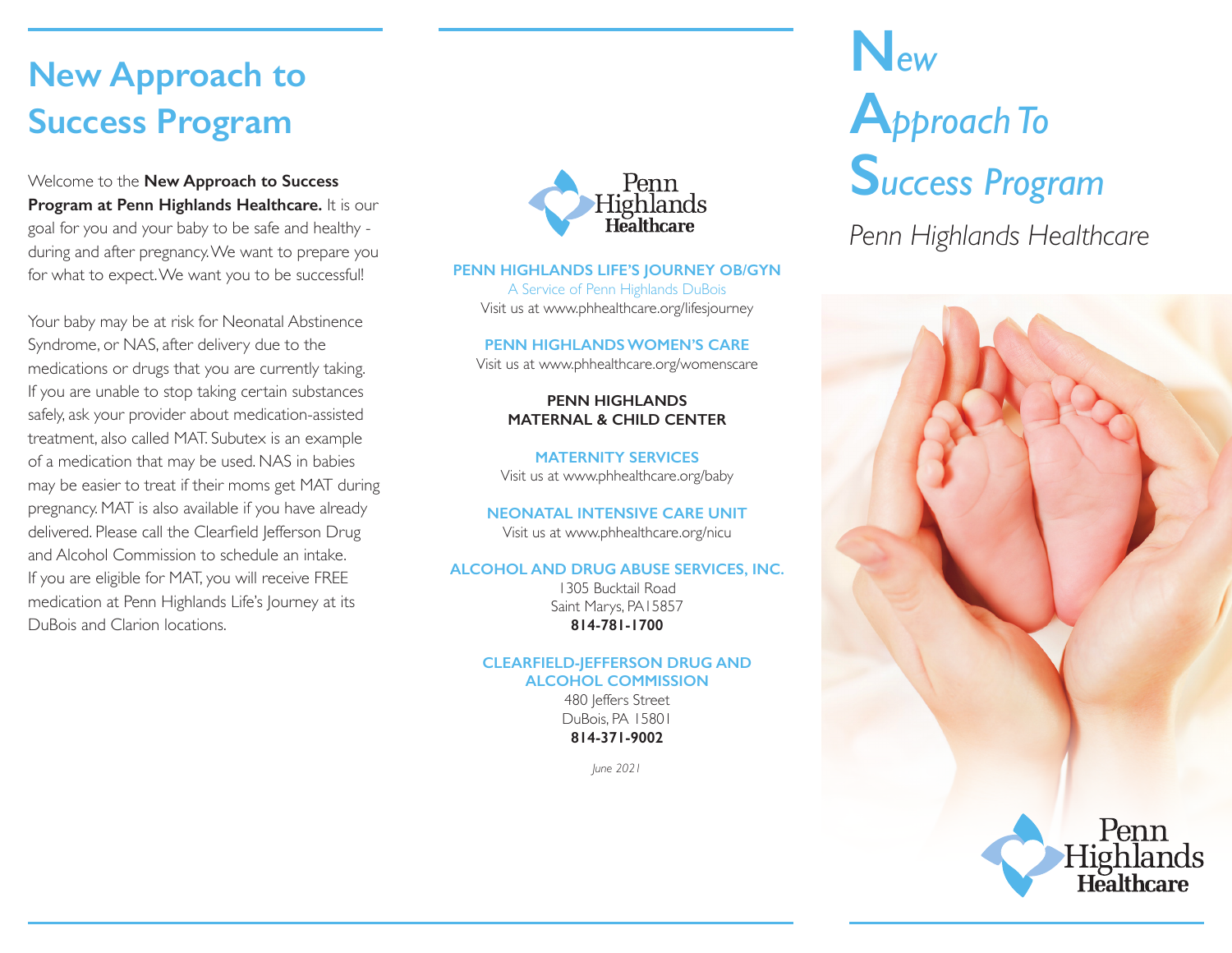# New Approach to Success Program

Welcome to the **New Approach to Success Program at Penn Highlands Healthcare.** It is our goal for you and your baby to be safe and healthy - during and after pregnancy. We want to prepare you for what to expect. We want you to be successful!

Your baby may be at risk for Neonatal Abstinence Syndrome, or NAS, after delivery due to the medications or drugs that you are currently taking. If you are unable to stop taking certain substances safely, ask your provider about medication-assisted treatment, also called MAT. Subutex is an example of a medication that may be used. NAS in babies may be easier to treat if their moms get MAT during pregnancy. MAT is also available if you have already delivered. Please call the Clearfield Jefferson Drug and Alcohol Commission to schedule an intake. If you are eligible for MAT, you will receive FREE medication at Penn Highlands Life's Journey at its DuBois and Clarion locations.

Penn Highlands Healthcare

**PENN HIGHLANDS LIFE'S JOURNEY OB/GYN**
A Service of Penn Highlands DuBois
Visit us at www.phhealthcare.org/lifesjourney

**PENN HIGHLANDS WOMEN'S CARE**
Visit us at www.phhealthcare.org/womenscare

**PENN HIGHLANDS MATERNAL & CHILD CENTER**

**MATERNITY SERVICES**
Visit us at www.phhealthcare.org/baby

**NEONATAL INTENSIVE CARE UNIT**
Visit us at www.phhealthcare.org/nicu

**ALCOHOL AND DRUG ABUSE SERVICES, INC.**
1305 Bucktail Road
Saint Marys, PA 15857
**814-781-1700**

**CLEARFIELD-JEFFERSON DRUG AND ALCOHOL COMMISSION**
480 Jeffers Street
DuBois, PA 15801
**814-371-9002**

*June 2021*

# New Approach To Success Program

*Penn Highlands Healthcare*

Penn Highlands Healthcare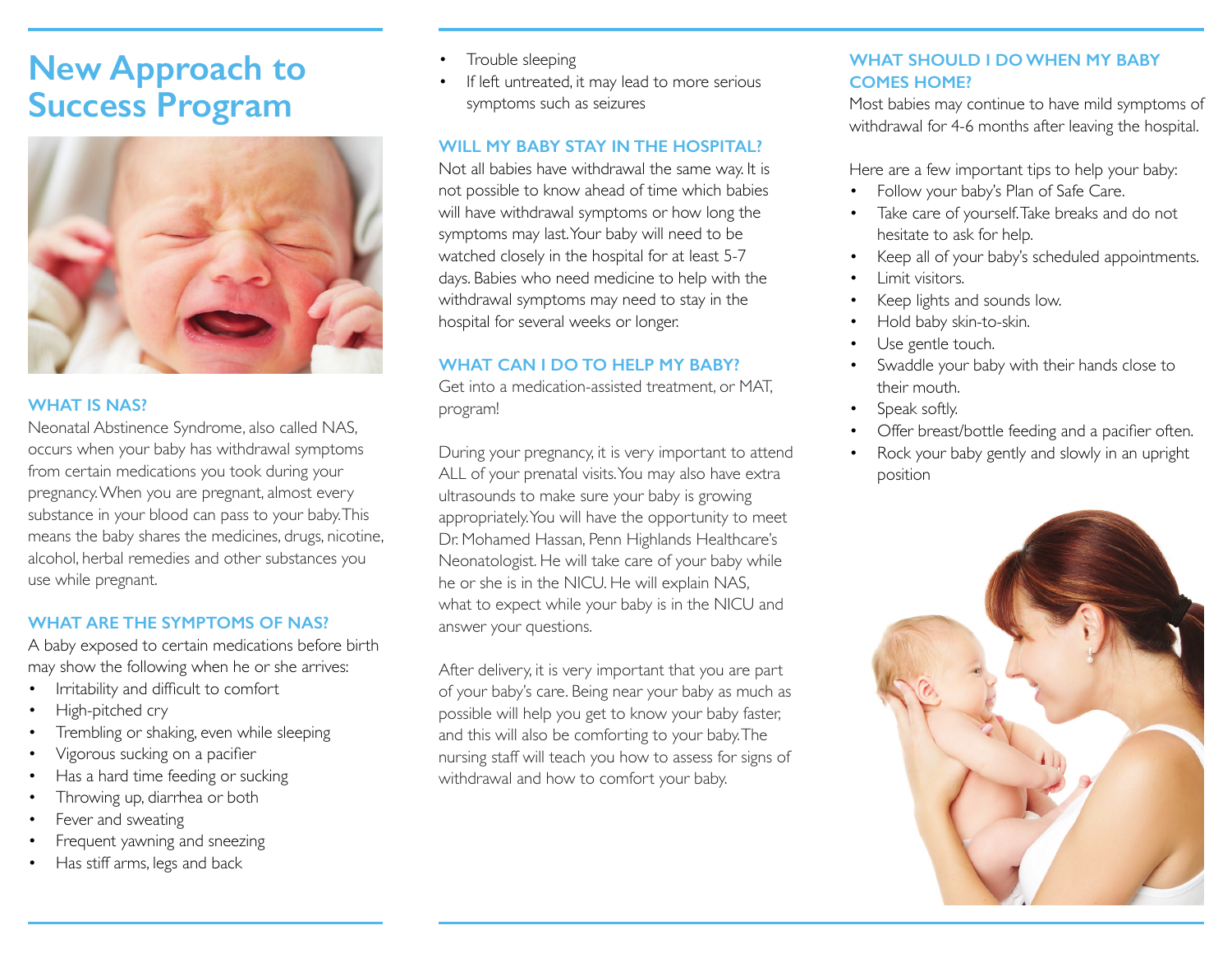# New Approach to Success Program

## WHAT IS NAS?

Neonatal Abstinence Syndrome, also called NAS, occurs when your baby has withdrawal symptoms from certain medications you took during your pregnancy. When you are pregnant, almost every substance in your blood can pass to your baby. This means the baby shares the medicines, drugs, nicotine, alcohol, herbal remedies and other substances you use while pregnant.

## WHAT ARE THE SYMPTOMS OF NAS?

A baby exposed to certain medications before birth may show the following when he or she arrives:

- Irritability and difficult to comfort
- High-pitched cry
- Trembling or shaking, even while sleeping
- Vigorous sucking on a pacifier
- Has a hard time feeding or sucking
- Throwing up, diarrhea or both
- Fever and sweating
- Frequent yawning and sneezing
- Has stiff arms, legs and back
- Trouble sleeping
- If left untreated, it may lead to more serious symptoms such as seizures

## WILL MY BABY STAY IN THE HOSPITAL?

Not all babies have withdrawal the same way. It is not possible to know ahead of time which babies will have withdrawal symptoms or how long the symptoms may last. Your baby will need to be watched closely in the hospital for at least 5-7 days. Babies who need medicine to help with the withdrawal symptoms may need to stay in the hospital for several weeks or longer.

## WHAT CAN I DO TO HELP MY BABY?

Get into a medication-assisted treatment, or MAT, program!

During your pregnancy, it is very important to attend ALL of your prenatal visits. You may also have extra ultrasounds to make sure your baby is growing appropriately. You will have the opportunity to meet Dr. Mohamed Hassan, Penn Highlands Healthcare's Neonatologist. He will take care of your baby while he or she is in the NICU. He will explain NAS, what to expect while your baby is in the NICU and answer your questions.

After delivery, it is very important that you are part of your baby's care. Being near your baby as much as possible will help you get to know your baby faster, and this will also be comforting to your baby. The nursing staff will teach you how to assess for signs of withdrawal and how to comfort your baby.

## WHAT SHOULD I DO WHEN MY BABY COMES HOME?

Most babies may continue to have mild symptoms of withdrawal for 4-6 months after leaving the hospital.

Here are a few important tips to help your baby:

- Follow your baby's Plan of Safe Care.
- Take care of yourself. Take breaks and do not hesitate to ask for help.
- Keep all of your baby's scheduled appointments.
- Limit visitors.
- Keep lights and sounds low.
- Hold baby skin-to-skin.
- Use gentle touch.
- Swaddle your baby with their hands close to their mouth.
- Speak softly.
- Offer breast/bottle feeding and a pacifier often.
- Rock your baby gently and slowly in an upright position